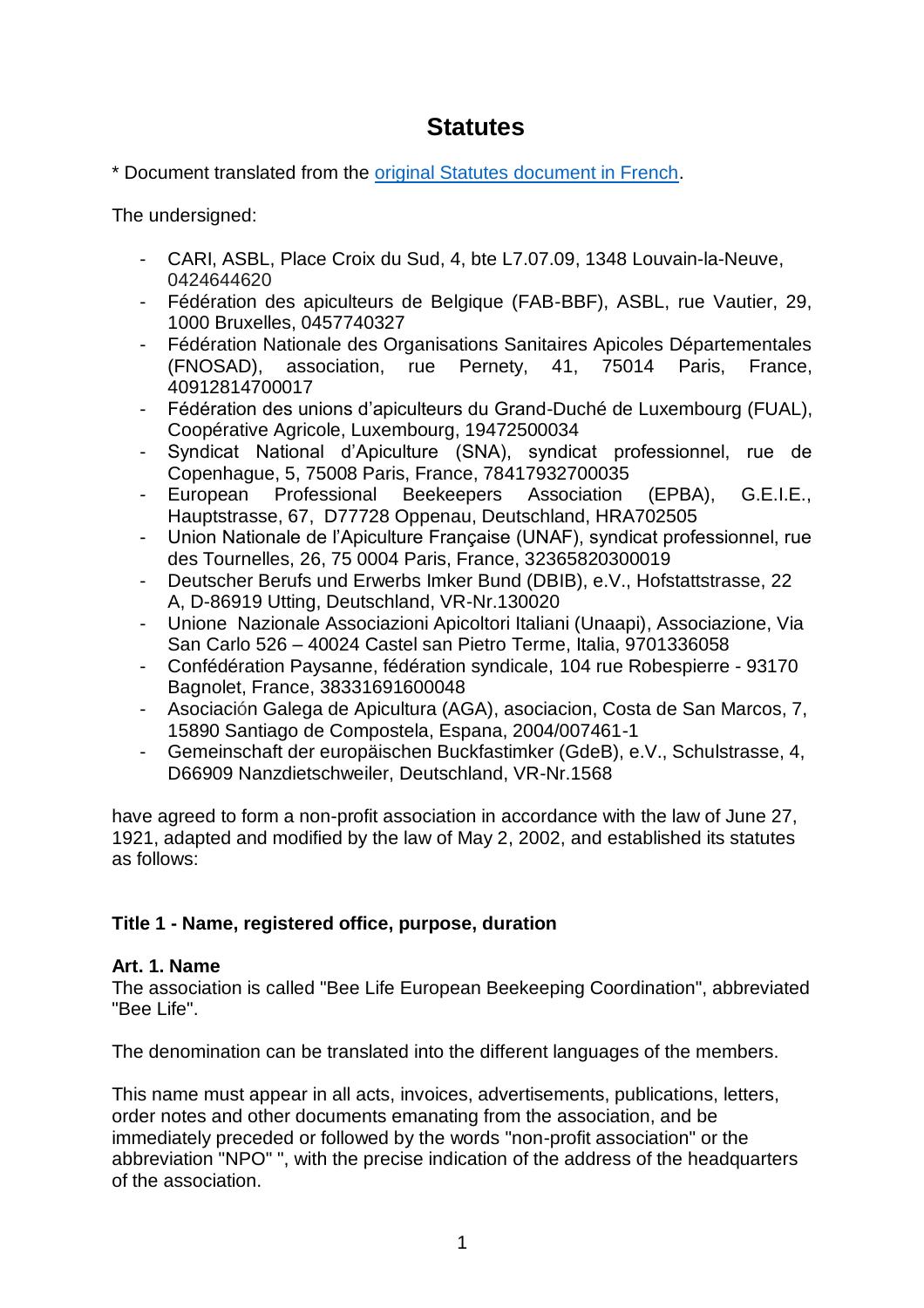# Statutes

* Document translated from the [original Statutes document in French](original Statutes document in French).

The undersigned:

- CARI, ASBL, Place Croix du Sud, 4, bte L7.07.09, 1348 Louvain-la-Neuve, 0424644620
- Fédération des apiculteurs de Belgique (FAB-BBF), ASBL, rue Vautier, 29, 1000 Bruxelles, 0457740327
- Fédération Nationale des Organisations Sanitaires Apicoles Départementales (FNOSAD), association, rue Pernety, 41, 75014 Paris, France, 40912814700017
- Fédération des unions d'apiculteurs du Grand-Duché de Luxembourg (FUAL), Coopérative Agricole, Luxembourg, 19472500034
- Syndicat National d'Apiculture (SNA), syndicat professionnel, rue de Copenhague, 5, 75008 Paris, France, 78417932700035
- European Professional Beekeepers Association (EPBA), G.E.I.E., Hauptstrasse, 67, D77728 Oppenau, Deutschland, HRA702505
- Union Nationale de l'Apiculture Française (UNAF), syndicat professionnel, rue des Tournelles, 26, 75 0004 Paris, France, 32365820300019
- Deutscher Berufs und Erwerbs Imker Bund (DBIB), e.V., Hofstattstrasse, 22 A, D-86919 Utting, Deutschland, VR-Nr.130020
- Unione Nazionale Associazioni Apicoltori Italiani (Unaapi), Associazione, Via San Carlo 526 – 40024 Castel san Pietro Terme, Italia, 9701336058
- Confédération Paysanne, fédération syndicale, 104 rue Robespierre - 93170 Bagnolet, France, 38331691600048
- Asociación Galega de Apicultura (AGA), asociacion, Costa de San Marcos, 7, 15890 Santiago de Compostela, Espana, 2004/007461-1
- Gemeinschaft der europäischen Buckfastimker (GdeB), e.V., Schulstrasse, 4, D66909 Nanzdietschweiler, Deutschland, VR-Nr.1568

have agreed to form a non-profit association in accordance with the law of June 27, 1921, adapted and modified by the law of May 2, 2002, and established its statutes as follows:

## Title 1 - Name, registered office, purpose, duration

### Art. 1. Name

The association is called "Bee Life European Beekeeping Coordination", abbreviated "Bee Life".

The denomination can be translated into the different languages of the members.

This name must appear in all acts, invoices, advertisements, publications, letters, order notes and other documents emanating from the association, and be immediately preceded or followed by the words "non-profit association" or the abbreviation "NPO" ", with the precise indication of the address of the headquarters of the association.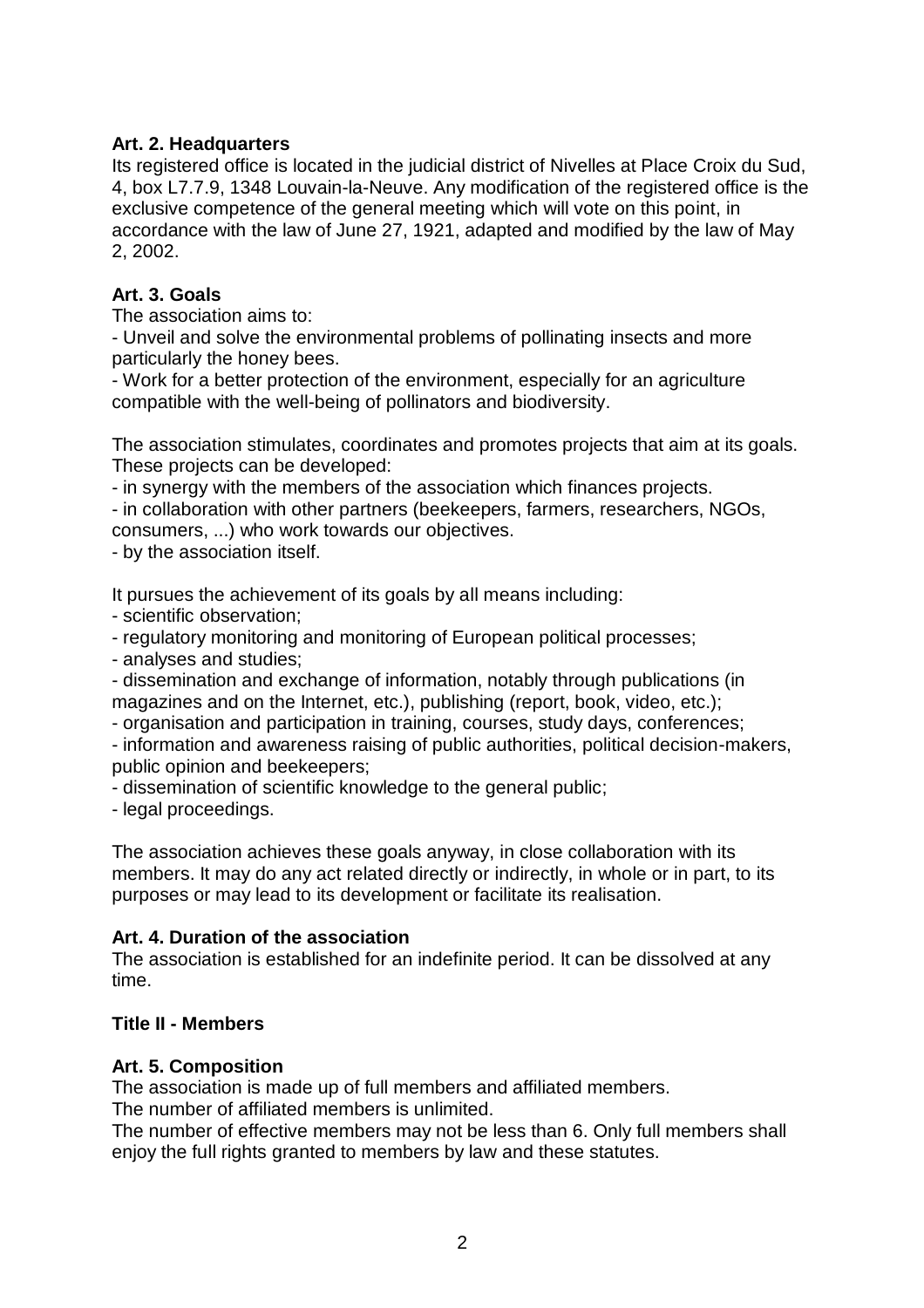**Art. 2. Headquarters**

Its registered office is located in the judicial district of Nivelles at Place Croix du Sud, 4, box L7.7.9, 1348 Louvain-la-Neuve. Any modification of the registered office is the exclusive competence of the general meeting which will vote on this point, in accordance with the law of June 27, 1921, adapted and modified by the law of May 2, 2002.

**Art. 3. Goals**

The association aims to:

- Unveil and solve the environmental problems of pollinating insects and more particularly the honey bees.
- Work for a better protection of the environment, especially for an agriculture compatible with the well-being of pollinators and biodiversity.

The association stimulates, coordinates and promotes projects that aim at its goals. These projects can be developed:

- in synergy with the members of the association which finances projects.
- in collaboration with other partners (beekeepers, farmers, researchers, NGOs, consumers, ...) who work towards our objectives.
- by the association itself.

It pursues the achievement of its goals by all means including:

- scientific observation;
- regulatory monitoring and monitoring of European political processes;
- analyses and studies;
- dissemination and exchange of information, notably through publications (in magazines and on the Internet, etc.), publishing (report, book, video, etc.);
- organisation and participation in training, courses, study days, conferences;
- information and awareness raising of public authorities, political decision-makers, public opinion and beekeepers;
- dissemination of scientific knowledge to the general public;
- legal proceedings.

The association achieves these goals anyway, in close collaboration with its members. It may do any act related directly or indirectly, in whole or in part, to its purposes or may lead to its development or facilitate its realisation.

**Art. 4. Duration of the association**

The association is established for an indefinite period. It can be dissolved at any time.

## Title II - Members

**Art. 5. Composition**

The association is made up of full members and affiliated members.
The number of affiliated members is unlimited.
The number of effective members may not be less than 6. Only full members shall enjoy the full rights granted to members by law and these statutes.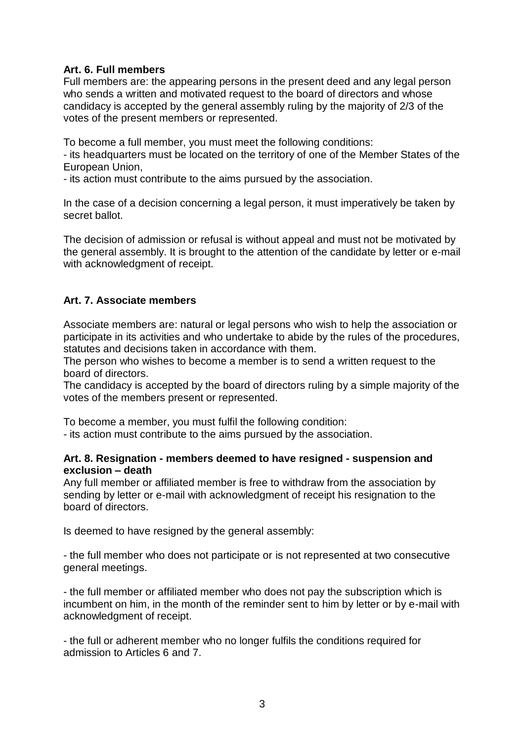**Art. 6. Full members**

Full members are: the appearing persons in the present deed and any legal person who sends a written and motivated request to the board of directors and whose candidacy is accepted by the general assembly ruling by the majority of 2/3 of the votes of the present members or represented.

To become a full member, you must meet the following conditions:

- its headquarters must be located on the territory of one of the Member States of the European Union,
- its action must contribute to the aims pursued by the association.

In the case of a decision concerning a legal person, it must imperatively be taken by secret ballot.

The decision of admission or refusal is without appeal and must not be motivated by the general assembly. It is brought to the attention of the candidate by letter or e-mail with acknowledgment of receipt.

**Art. 7. Associate members**

Associate members are: natural or legal persons who wish to help the association or participate in its activities and who undertake to abide by the rules of the procedures, statutes and decisions taken in accordance with them.

The person who wishes to become a member is to send a written request to the board of directors.

The candidacy is accepted by the board of directors ruling by a simple majority of the votes of the members present or represented.

To become a member, you must fulfil the following condition:

- its action must contribute to the aims pursued by the association.

**Art. 8. Resignation - members deemed to have resigned - suspension and exclusion – death**

Any full member or affiliated member is free to withdraw from the association by sending by letter or e-mail with acknowledgment of receipt his resignation to the board of directors.

Is deemed to have resigned by the general assembly:

- the full member who does not participate or is not represented at two consecutive general meetings.

- the full member or affiliated member who does not pay the subscription which is incumbent on him, in the month of the reminder sent to him by letter or by e-mail with acknowledgment of receipt.

- the full or adherent member who no longer fulfils the conditions required for admission to Articles 6 and 7.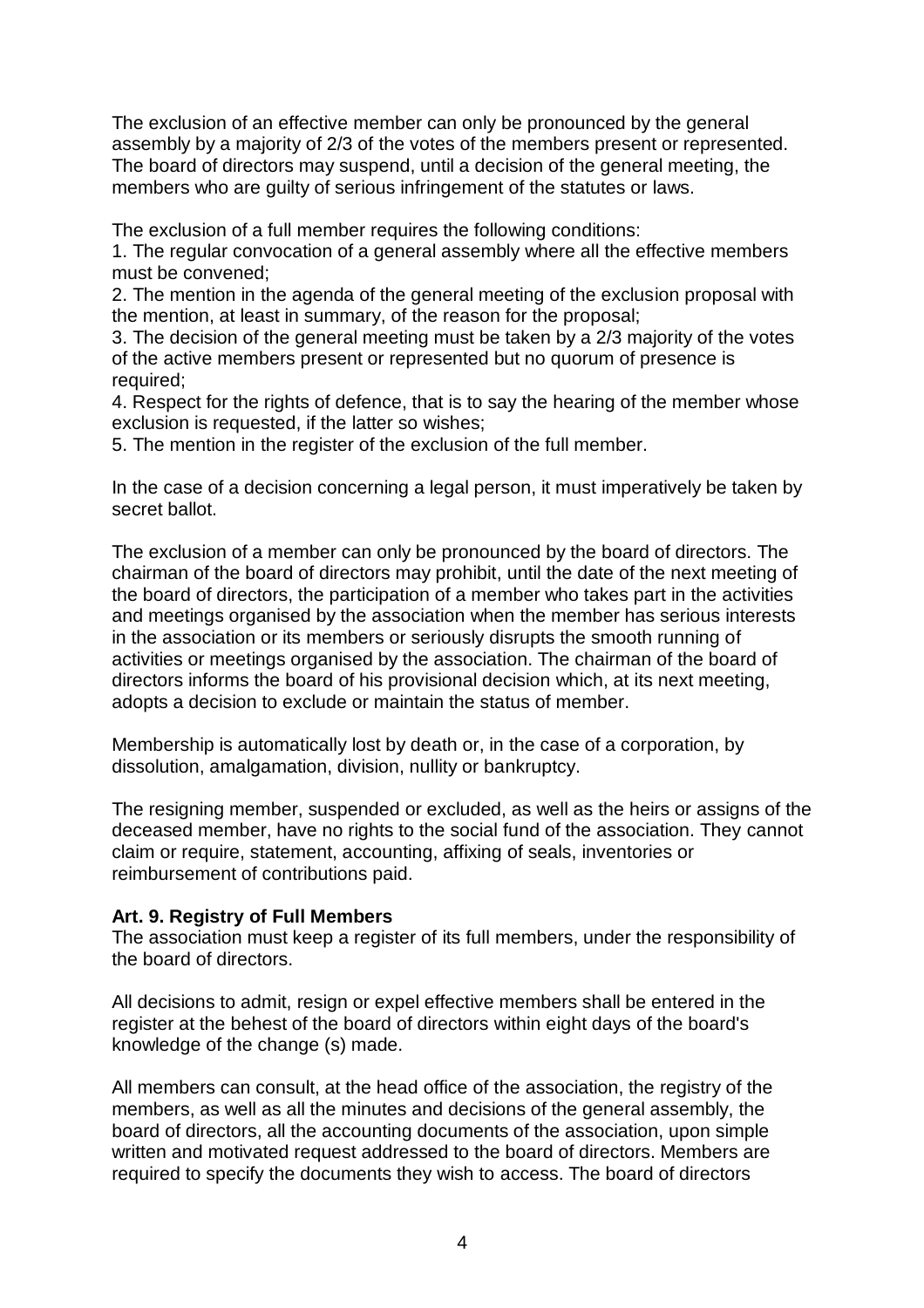The exclusion of an effective member can only be pronounced by the general assembly by a majority of 2/3 of the votes of the members present or represented. The board of directors may suspend, until a decision of the general meeting, the members who are guilty of serious infringement of the statutes or laws.

The exclusion of a full member requires the following conditions:

1. The regular convocation of a general assembly where all the effective members must be convened;
2. The mention in the agenda of the general meeting of the exclusion proposal with the mention, at least in summary, of the reason for the proposal;
3. The decision of the general meeting must be taken by a 2/3 majority of the votes of the active members present or represented but no quorum of presence is required;
4. Respect for the rights of defence, that is to say the hearing of the member whose exclusion is requested, if the latter so wishes;
5. The mention in the register of the exclusion of the full member.

In the case of a decision concerning a legal person, it must imperatively be taken by secret ballot.

The exclusion of a member can only be pronounced by the board of directors. The chairman of the board of directors may prohibit, until the date of the next meeting of the board of directors, the participation of a member who takes part in the activities and meetings organised by the association when the member has serious interests in the association or its members or seriously disrupts the smooth running of activities or meetings organised by the association. The chairman of the board of directors informs the board of his provisional decision which, at its next meeting, adopts a decision to exclude or maintain the status of member.

Membership is automatically lost by death or, in the case of a corporation, by dissolution, amalgamation, division, nullity or bankruptcy.

The resigning member, suspended or excluded, as well as the heirs or assigns of the deceased member, have no rights to the social fund of the association. They cannot claim or require, statement, accounting, affixing of seals, inventories or reimbursement of contributions paid.

**Art. 9. Registry of Full Members**

The association must keep a register of its full members, under the responsibility of the board of directors.

All decisions to admit, resign or expel effective members shall be entered in the register at the behest of the board of directors within eight days of the board's knowledge of the change (s) made.

All members can consult, at the head office of the association, the registry of the members, as well as all the minutes and decisions of the general assembly, the board of directors, all the accounting documents of the association, upon simple written and motivated request addressed to the board of directors. Members are required to specify the documents they wish to access. The board of directors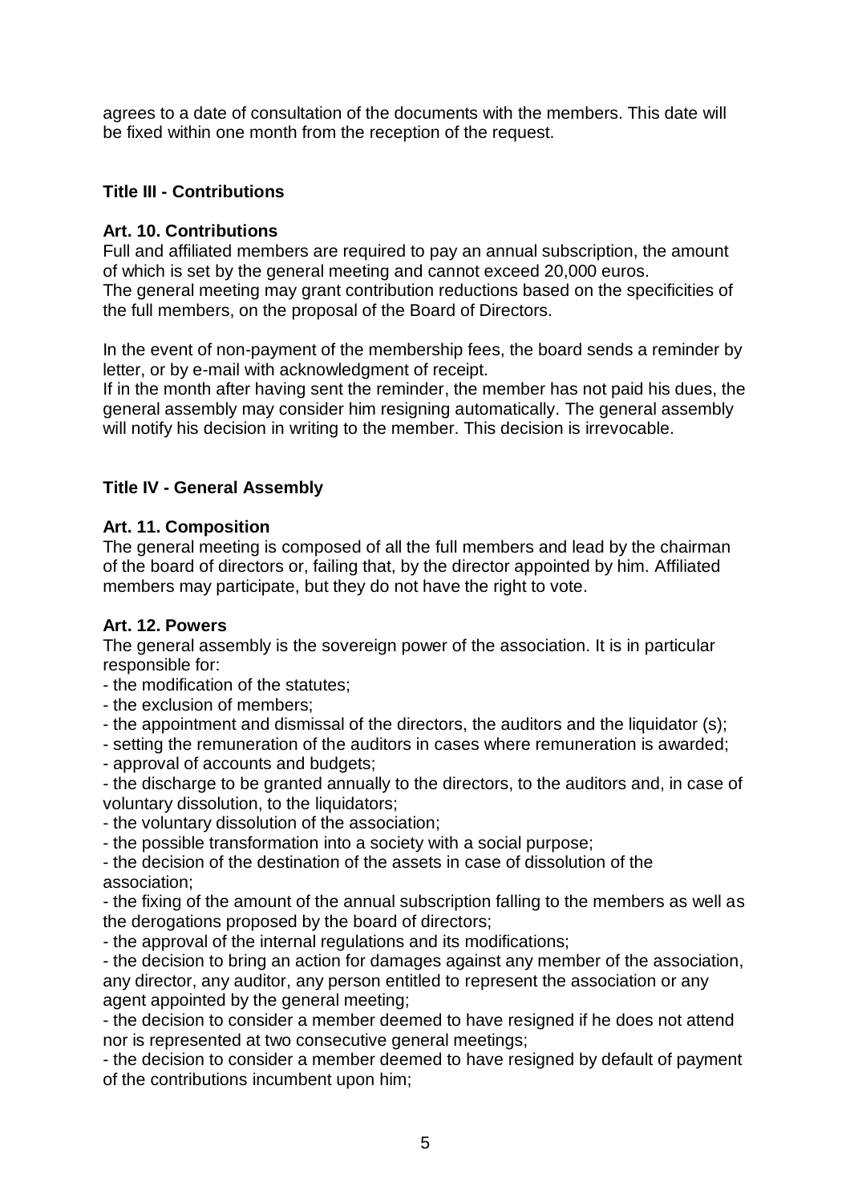agrees to a date of consultation of the documents with the members. This date will be fixed within one month from the reception of the request.

## Title III - Contributions

### Art. 10. Contributions

Full and affiliated members are required to pay an annual subscription, the amount of which is set by the general meeting and cannot exceed 20,000 euros.
The general meeting may grant contribution reductions based on the specificities of the full members, on the proposal of the Board of Directors.

In the event of non-payment of the membership fees, the board sends a reminder by letter, or by e-mail with acknowledgment of receipt.
If in the month after having sent the reminder, the member has not paid his dues, the general assembly may consider him resigning automatically. The general assembly will notify his decision in writing to the member. This decision is irrevocable.

## Title IV - General Assembly

### Art. 11. Composition

The general meeting is composed of all the full members and lead by the chairman of the board of directors or, failing that, by the director appointed by him. Affiliated members may participate, but they do not have the right to vote.

### Art. 12. Powers

The general assembly is the sovereign power of the association. It is in particular responsible for:

- the modification of the statutes;
- the exclusion of members;
- the appointment and dismissal of the directors, the auditors and the liquidator (s);
- setting the remuneration of the auditors in cases where remuneration is awarded;
- approval of accounts and budgets;
- the discharge to be granted annually to the directors, to the auditors and, in case of voluntary dissolution, to the liquidators;
- the voluntary dissolution of the association;
- the possible transformation into a society with a social purpose;
- the decision of the destination of the assets in case of dissolution of the association;
- the fixing of the amount of the annual subscription falling to the members as well as the derogations proposed by the board of directors;
- the approval of the internal regulations and its modifications;
- the decision to bring an action for damages against any member of the association, any director, any auditor, any person entitled to represent the association or any agent appointed by the general meeting;
- the decision to consider a member deemed to have resigned if he does not attend nor is represented at two consecutive general meetings;
- the decision to consider a member deemed to have resigned by default of payment of the contributions incumbent upon him;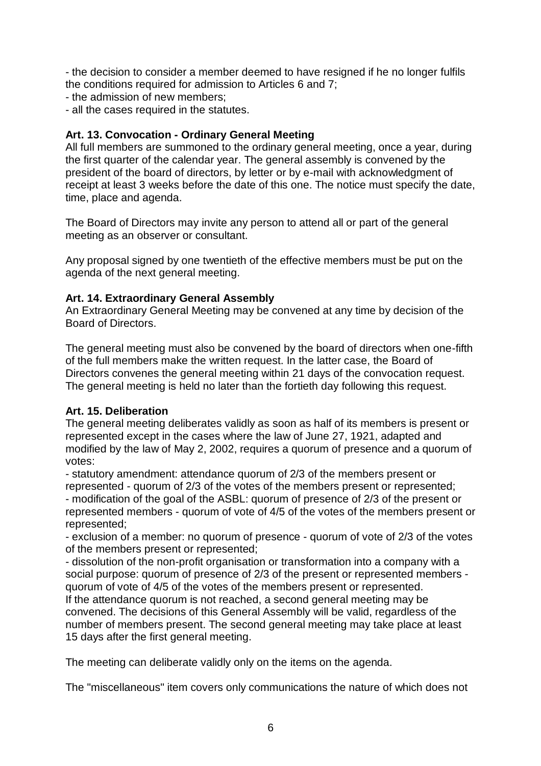- the decision to consider a member deemed to have resigned if he no longer fulfils the conditions required for admission to Articles 6 and 7;
- the admission of new members;
- all the cases required in the statutes.

**Art. 13. Convocation - Ordinary General Meeting**

All full members are summoned to the ordinary general meeting, once a year, during the first quarter of the calendar year. The general assembly is convened by the president of the board of directors, by letter or by e-mail with acknowledgment of receipt at least 3 weeks before the date of this one. The notice must specify the date, time, place and agenda.

The Board of Directors may invite any person to attend all or part of the general meeting as an observer or consultant.

Any proposal signed by one twentieth of the effective members must be put on the agenda of the next general meeting.

**Art. 14. Extraordinary General Assembly**

An Extraordinary General Meeting may be convened at any time by decision of the Board of Directors.

The general meeting must also be convened by the board of directors when one-fifth of the full members make the written request. In the latter case, the Board of Directors convenes the general meeting within 21 days of the convocation request. The general meeting is held no later than the fortieth day following this request.

**Art. 15. Deliberation**

The general meeting deliberates validly as soon as half of its members is present or represented except in the cases where the law of June 27, 1921, adapted and modified by the law of May 2, 2002, requires a quorum of presence and a quorum of votes:

- statutory amendment: attendance quorum of 2/3 of the members present or represented - quorum of 2/3 of the votes of the members present or represented;
- modification of the goal of the ASBL: quorum of presence of 2/3 of the present or represented members - quorum of vote of 4/5 of the votes of the members present or represented;
- exclusion of a member: no quorum of presence - quorum of vote of 2/3 of the votes of the members present or represented;
- dissolution of the non-profit organisation or transformation into a company with a social purpose: quorum of presence of 2/3 of the present or represented members - quorum of vote of 4/5 of the votes of the members present or represented.

If the attendance quorum is not reached, a second general meeting may be convened. The decisions of this General Assembly will be valid, regardless of the number of members present. The second general meeting may take place at least 15 days after the first general meeting.

The meeting can deliberate validly only on the items on the agenda.

The "miscellaneous" item covers only communications the nature of which does not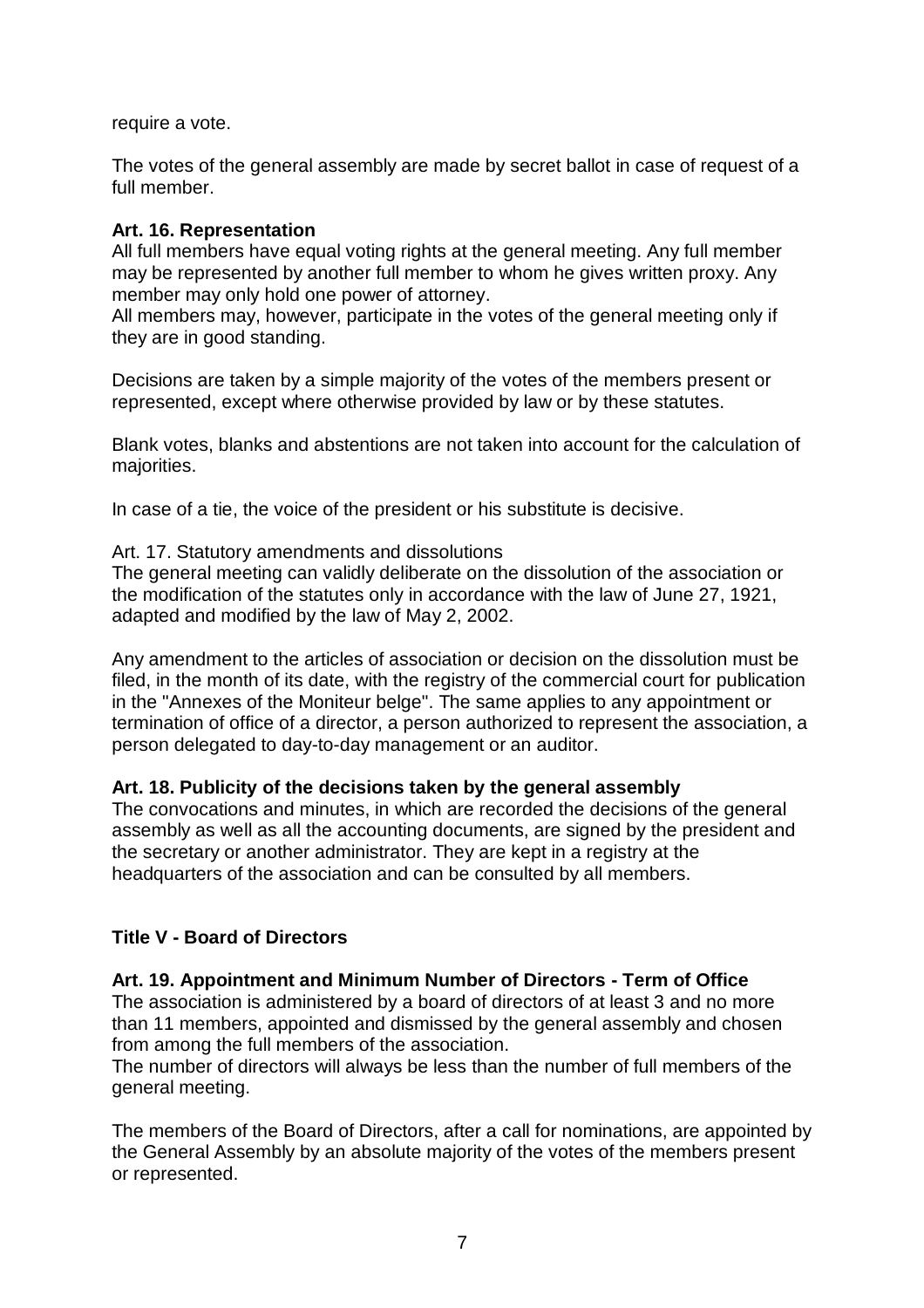require a vote.

The votes of the general assembly are made by secret ballot in case of request of a full member.

**Art. 16. Representation**

All full members have equal voting rights at the general meeting. Any full member may be represented by another full member to whom he gives written proxy. Any member may only hold one power of attorney.

All members may, however, participate in the votes of the general meeting only if they are in good standing.

Decisions are taken by a simple majority of the votes of the members present or represented, except where otherwise provided by law or by these statutes.

Blank votes, blanks and abstentions are not taken into account for the calculation of majorities.

In case of a tie, the voice of the president or his substitute is decisive.

Art. 17. Statutory amendments and dissolutions

The general meeting can validly deliberate on the dissolution of the association or the modification of the statutes only in accordance with the law of June 27, 1921, adapted and modified by the law of May 2, 2002.

Any amendment to the articles of association or decision on the dissolution must be filed, in the month of its date, with the registry of the commercial court for publication in the "Annexes of the Moniteur belge". The same applies to any appointment or termination of office of a director, a person authorized to represent the association, a person delegated to day-to-day management or an auditor.

**Art. 18. Publicity of the decisions taken by the general assembly**

The convocations and minutes, in which are recorded the decisions of the general assembly as well as all the accounting documents, are signed by the president and the secretary or another administrator. They are kept in a registry at the headquarters of the association and can be consulted by all members.

## Title V - Board of Directors

**Art. 19. Appointment and Minimum Number of Directors - Term of Office**

The association is administered by a board of directors of at least 3 and no more than 11 members, appointed and dismissed by the general assembly and chosen from among the full members of the association.

The number of directors will always be less than the number of full members of the general meeting.

The members of the Board of Directors, after a call for nominations, are appointed by the General Assembly by an absolute majority of the votes of the members present or represented.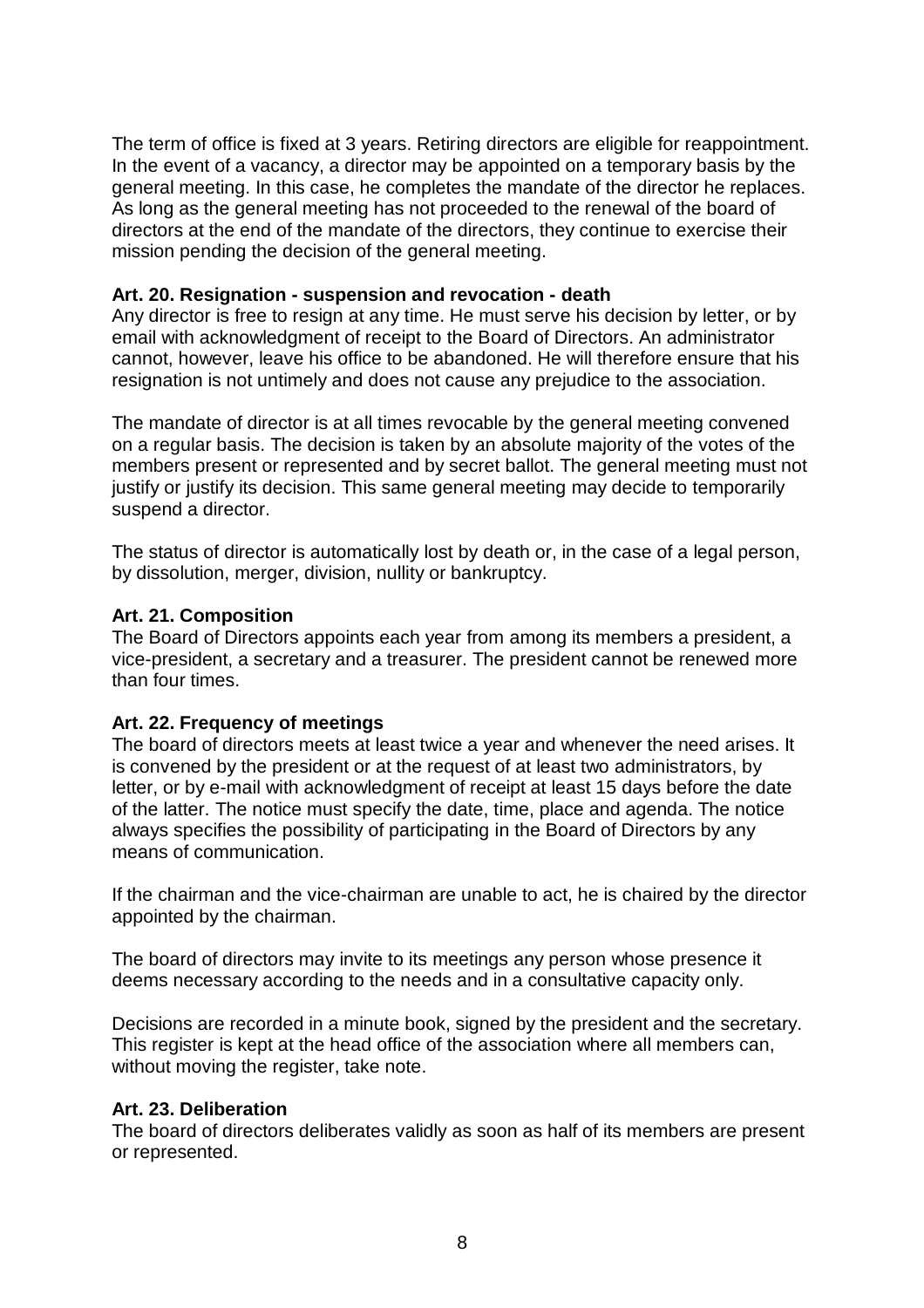The term of office is fixed at 3 years. Retiring directors are eligible for reappointment. In the event of a vacancy, a director may be appointed on a temporary basis by the general meeting. In this case, he completes the mandate of the director he replaces. As long as the general meeting has not proceeded to the renewal of the board of directors at the end of the mandate of the directors, they continue to exercise their mission pending the decision of the general meeting.

**Art. 20. Resignation - suspension and revocation - death**

Any director is free to resign at any time. He must serve his decision by letter, or by email with acknowledgment of receipt to the Board of Directors. An administrator cannot, however, leave his office to be abandoned. He will therefore ensure that his resignation is not untimely and does not cause any prejudice to the association.

The mandate of director is at all times revocable by the general meeting convened on a regular basis. The decision is taken by an absolute majority of the votes of the members present or represented and by secret ballot. The general meeting must not justify or justify its decision. This same general meeting may decide to temporarily suspend a director.

The status of director is automatically lost by death or, in the case of a legal person, by dissolution, merger, division, nullity or bankruptcy.

**Art. 21. Composition**

The Board of Directors appoints each year from among its members a president, a vice-president, a secretary and a treasurer. The president cannot be renewed more than four times.

**Art. 22. Frequency of meetings**

The board of directors meets at least twice a year and whenever the need arises. It is convened by the president or at the request of at least two administrators, by letter, or by e-mail with acknowledgment of receipt at least 15 days before the date of the latter. The notice must specify the date, time, place and agenda. The notice always specifies the possibility of participating in the Board of Directors by any means of communication.

If the chairman and the vice-chairman are unable to act, he is chaired by the director appointed by the chairman.

The board of directors may invite to its meetings any person whose presence it deems necessary according to the needs and in a consultative capacity only.

Decisions are recorded in a minute book, signed by the president and the secretary. This register is kept at the head office of the association where all members can, without moving the register, take note.

**Art. 23. Deliberation**

The board of directors deliberates validly as soon as half of its members are present or represented.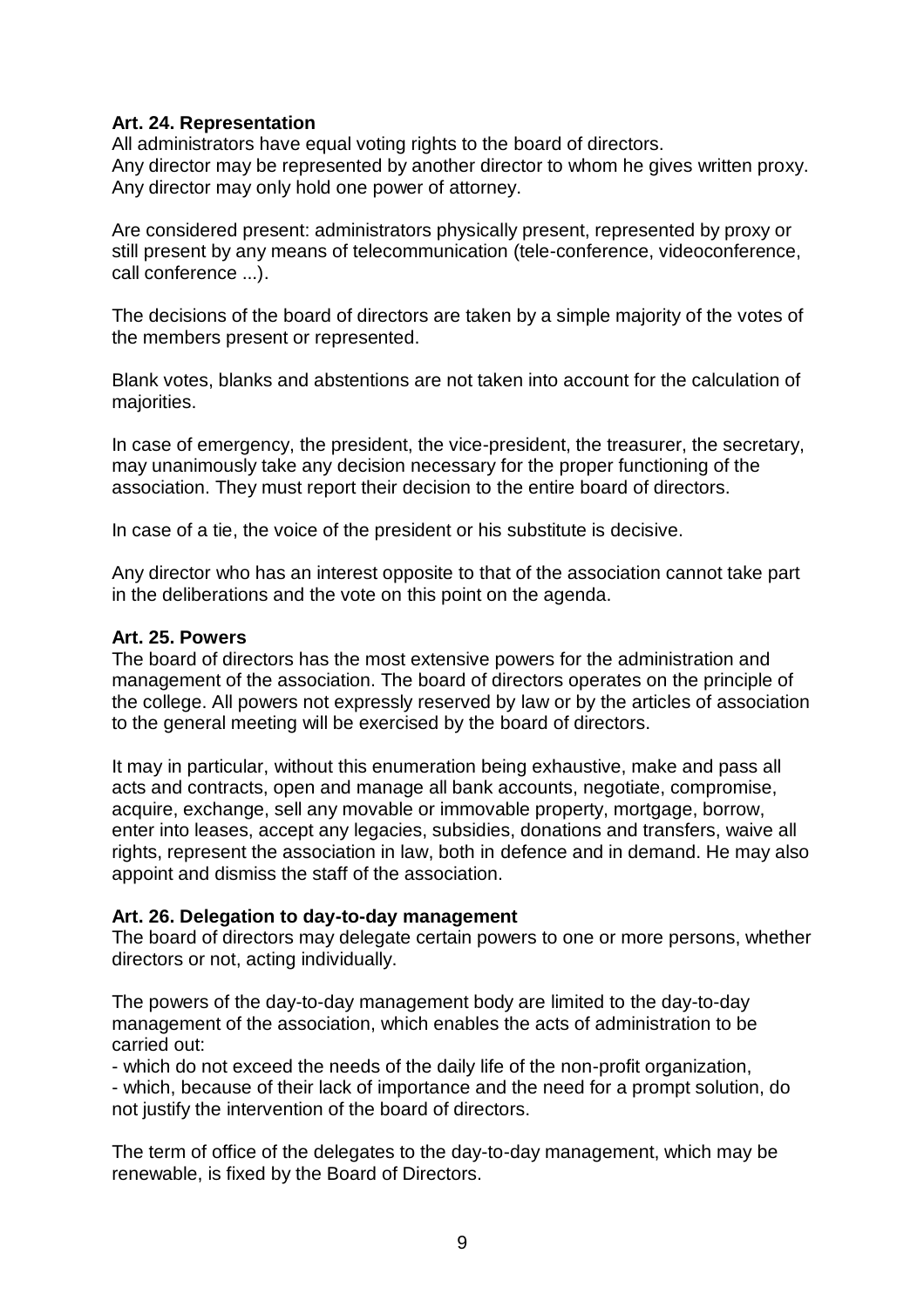**Art. 24. Representation**

All administrators have equal voting rights to the board of directors.
Any director may be represented by another director to whom he gives written proxy.
Any director may only hold one power of attorney.

Are considered present: administrators physically present, represented by proxy or still present by any means of telecommunication (tele-conference, videoconference, call conference ...).

The decisions of the board of directors are taken by a simple majority of the votes of the members present or represented.

Blank votes, blanks and abstentions are not taken into account for the calculation of majorities.

In case of emergency, the president, the vice-president, the treasurer, the secretary, may unanimously take any decision necessary for the proper functioning of the association. They must report their decision to the entire board of directors.

In case of a tie, the voice of the president or his substitute is decisive.

Any director who has an interest opposite to that of the association cannot take part in the deliberations and the vote on this point on the agenda.

**Art. 25. Powers**

The board of directors has the most extensive powers for the administration and management of the association. The board of directors operates on the principle of the college. All powers not expressly reserved by law or by the articles of association to the general meeting will be exercised by the board of directors.

It may in particular, without this enumeration being exhaustive, make and pass all acts and contracts, open and manage all bank accounts, negotiate, compromise, acquire, exchange, sell any movable or immovable property, mortgage, borrow, enter into leases, accept any legacies, subsidies, donations and transfers, waive all rights, represent the association in law, both in defence and in demand. He may also appoint and dismiss the staff of the association.

**Art. 26. Delegation to day-to-day management**

The board of directors may delegate certain powers to one or more persons, whether directors or not, acting individually.

The powers of the day-to-day management body are limited to the day-to-day management of the association, which enables the acts of administration to be carried out:

- which do not exceed the needs of the daily life of the non-profit organization,
- which, because of their lack of importance and the need for a prompt solution, do not justify the intervention of the board of directors.

The term of office of the delegates to the day-to-day management, which may be renewable, is fixed by the Board of Directors.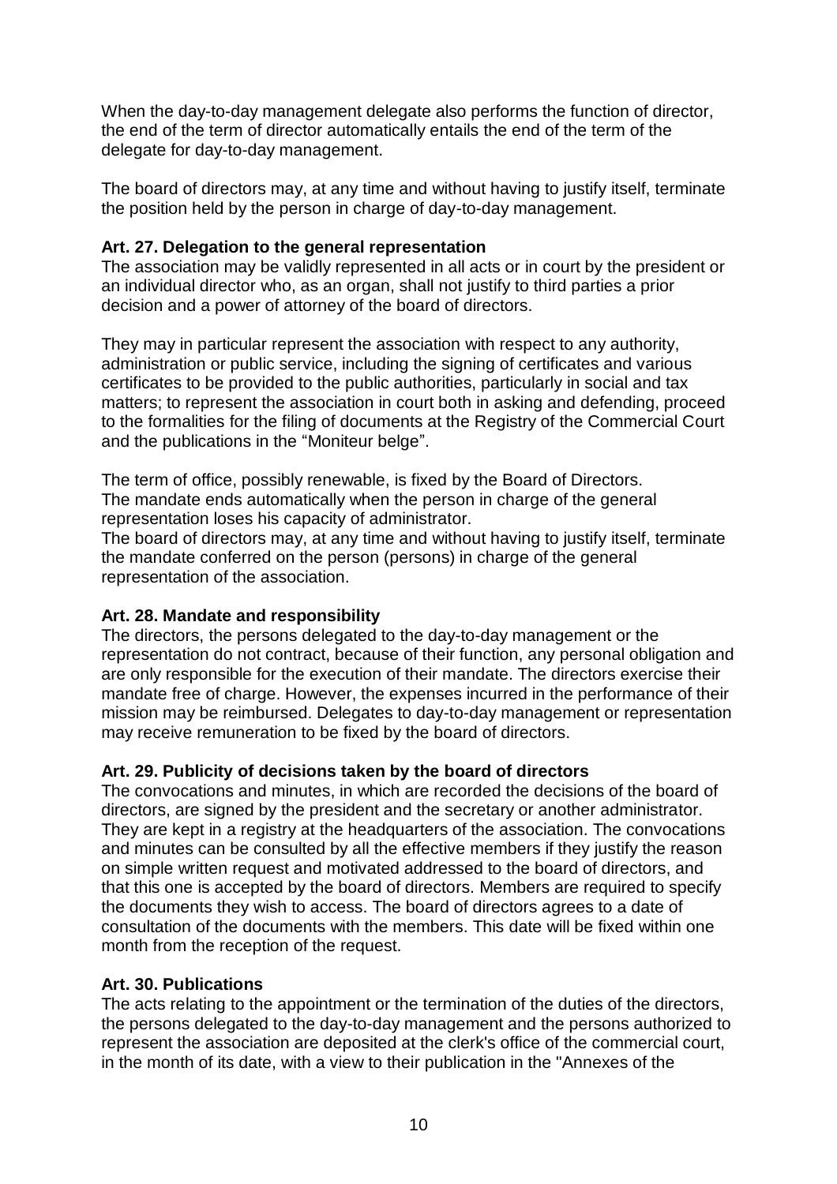When the day-to-day management delegate also performs the function of director, the end of the term of director automatically entails the end of the term of the delegate for day-to-day management.

The board of directors may, at any time and without having to justify itself, terminate the position held by the person in charge of day-to-day management.

**Art. 27. Delegation to the general representation**
The association may be validly represented in all acts or in court by the president or an individual director who, as an organ, shall not justify to third parties a prior decision and a power of attorney of the board of directors.

They may in particular represent the association with respect to any authority, administration or public service, including the signing of certificates and various certificates to be provided to the public authorities, particularly in social and tax matters; to represent the association in court both in asking and defending, proceed to the formalities for the filing of documents at the Registry of the Commercial Court and the publications in the "Moniteur belge".

The term of office, possibly renewable, is fixed by the Board of Directors.
The mandate ends automatically when the person in charge of the general representation loses his capacity of administrator.
The board of directors may, at any time and without having to justify itself, terminate the mandate conferred on the person (persons) in charge of the general representation of the association.

**Art. 28. Mandate and responsibility**
The directors, the persons delegated to the day-to-day management or the representation do not contract, because of their function, any personal obligation and are only responsible for the execution of their mandate. The directors exercise their mandate free of charge. However, the expenses incurred in the performance of their mission may be reimbursed. Delegates to day-to-day management or representation may receive remuneration to be fixed by the board of directors.

**Art. 29. Publicity of decisions taken by the board of directors**
The convocations and minutes, in which are recorded the decisions of the board of directors, are signed by the president and the secretary or another administrator. They are kept in a registry at the headquarters of the association. The convocations and minutes can be consulted by all the effective members if they justify the reason on simple written request and motivated addressed to the board of directors, and that this one is accepted by the board of directors. Members are required to specify the documents they wish to access. The board of directors agrees to a date of consultation of the documents with the members. This date will be fixed within one month from the reception of the request.

**Art. 30. Publications**
The acts relating to the appointment or the termination of the duties of the directors, the persons delegated to the day-to-day management and the persons authorized to represent the association are deposited at the clerk's office of the commercial court, in the month of its date, with a view to their publication in the "Annexes of the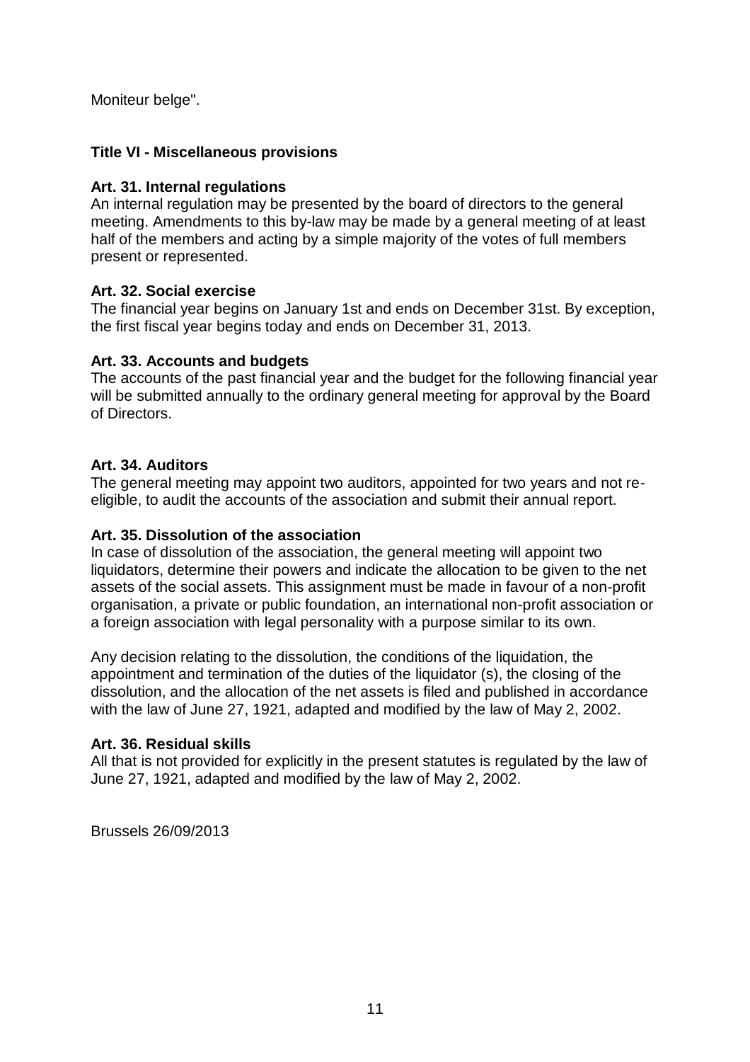Moniteur belge".

## Title VI - Miscellaneous provisions

### Art. 31. Internal regulations

An internal regulation may be presented by the board of directors to the general meeting. Amendments to this by-law may be made by a general meeting of at least half of the members and acting by a simple majority of the votes of full members present or represented.

### Art. 32. Social exercise

The financial year begins on January 1st and ends on December 31st. By exception, the first fiscal year begins today and ends on December 31, 2013.

### Art. 33. Accounts and budgets

The accounts of the past financial year and the budget for the following financial year will be submitted annually to the ordinary general meeting for approval by the Board of Directors.

### Art. 34. Auditors

The general meeting may appoint two auditors, appointed for two years and not re-eligible, to audit the accounts of the association and submit their annual report.

### Art. 35. Dissolution of the association

In case of dissolution of the association, the general meeting will appoint two liquidators, determine their powers and indicate the allocation to be given to the net assets of the social assets. This assignment must be made in favour of a non-profit organisation, a private or public foundation, an international non-profit association or a foreign association with legal personality with a purpose similar to its own.

Any decision relating to the dissolution, the conditions of the liquidation, the appointment and termination of the duties of the liquidator (s), the closing of the dissolution, and the allocation of the net assets is filed and published in accordance with the law of June 27, 1921, adapted and modified by the law of May 2, 2002.

### Art. 36. Residual skills

All that is not provided for explicitly in the present statutes is regulated by the law of June 27, 1921, adapted and modified by the law of May 2, 2002.

Brussels 26/09/2013